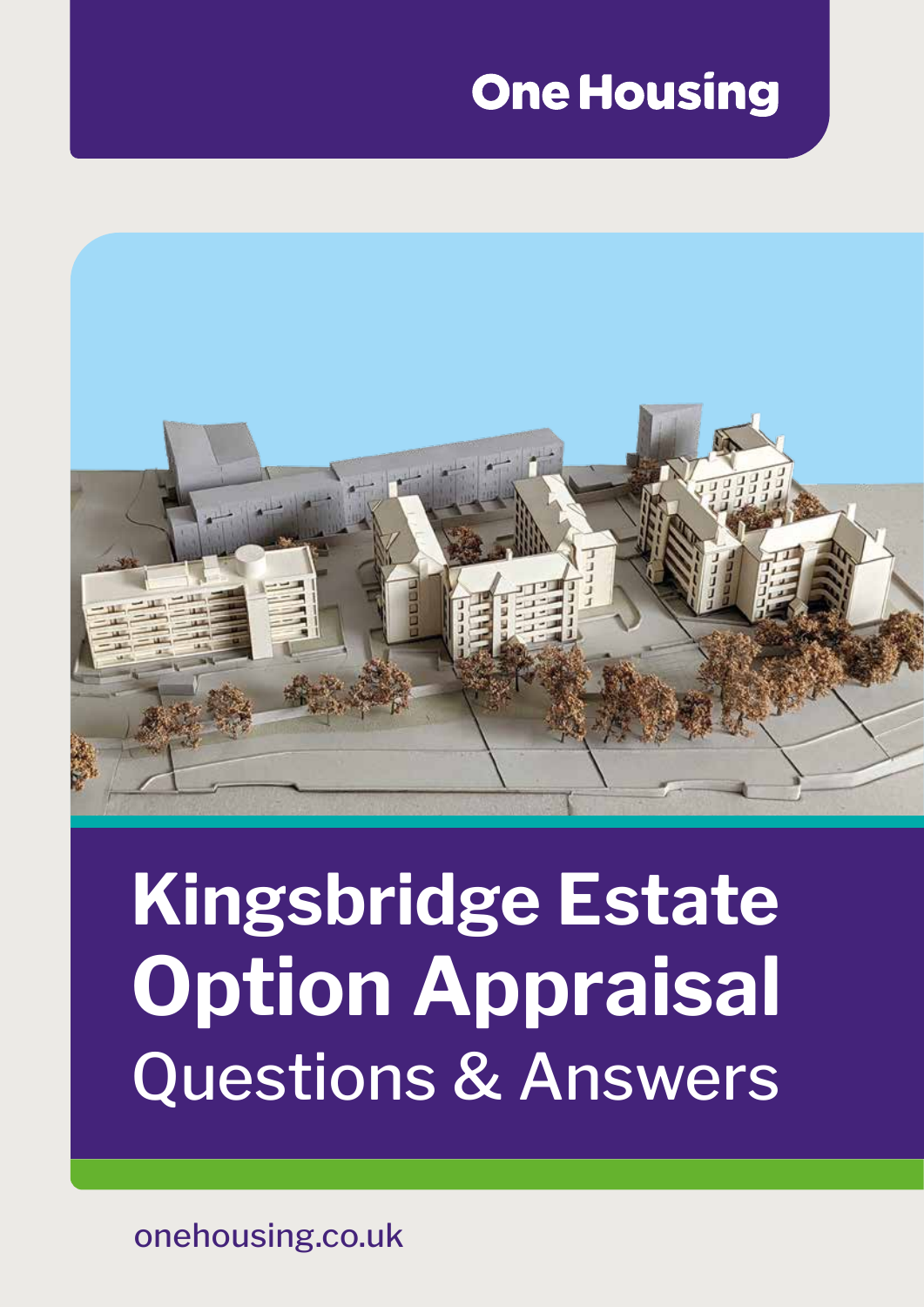One Housing

# Kingsbridge Estate Option Appraisal

## Questions & Answers

onehousing.co.uk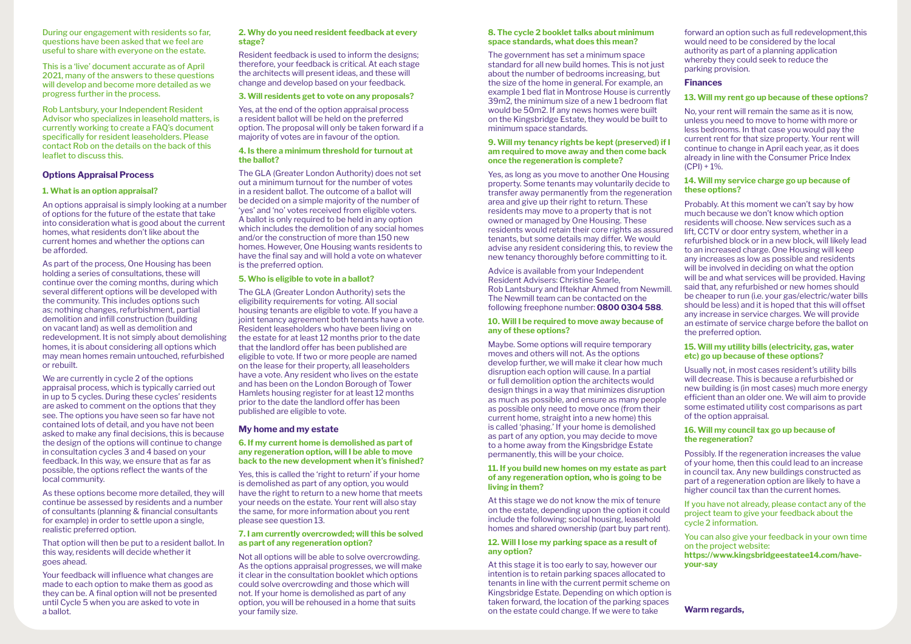During our engagement with residents so far, questions have been asked that we feel are useful to share with everyone on the estate.

This is a 'live' document accurate as of April 2021, many of the answers to these questions will develop and become more detailed as we progress further in the process.

Rob Lantsbury, your Independent Resident Advisor who specializes in leasehold matters, is currently working to create a FAQ's document specifically for resident leaseholders. Please contact Rob on the details on the back of this leaflet to discuss this.

## Options Appraisal Process

### 1. What is an option appraisal?

An options appraisal is simply looking at a number of options for the future of the estate that take into consideration what is good about the current homes, what residents don't like about the current homes and whether the options can be afforded.

As part of the process, One Housing has been holding a series of consultations, these will continue over the coming months, during which several different options will be developed with the community. This includes options such as; nothing changes, refurbishment, partial demolition and infill construction (building on vacant land) as well as demolition and redevelopment. It is not simply about demolishing homes, it is about considering all options which may mean homes remain untouched, refurbished or rebuilt.

We are currently in cycle 2 of the options appraisal process, which is typically carried out in up to 5 cycles. During these cycles' residents are asked to comment on the options that they see. The options you have seen so far have not contained lots of detail, and you have not been asked to make any final decisions, this is because the design of the options will continue to change in consultation cycles 3 and 4 based on your feedback. In this way, we ensure that as far as possible, the options reflect the wants of the local community.

As these options become more detailed, they will continue be assessed by residents and a number of consultants (planning & financial consultants for example) in order to settle upon a single, realistic preferred option.

That option will then be put to a resident ballot. In this way, residents will decide whether it goes ahead.

Your feedback will influence what changes are made to each option to make them as good as they can be. A final option will not be presented until Cycle 5 when you are asked to vote in a ballot.

### 2. Why do you need resident feedback at every stage?

Resident feedback is used to inform the designs; therefore, your feedback is critical. At each stage the architects will present ideas, and these will change and develop based on your feedback.

### 3. Will residents get to vote on any proposals?

Yes, at the end of the option appraisal process a resident ballot will be held on the preferred option. The proposal will only be taken forward if a majority of votes are in favour of the option.

### 4. Is there a minimum threshold for turnout at the ballot?

The GLA (Greater London Authority) does not set out a minimum turnout for the number of votes in a resident ballot. The outcome of a ballot will be decided on a simple majority of the number of 'yes' and 'no' votes received from eligible voters. A ballot is only required to be held in any option which includes the demolition of any social homes and/or the construction of more than 150 new homes. However, One Housing wants residents to have the final say and will hold a vote on whatever is the preferred option.

### 5. Who is eligible to vote in a ballot?

The GLA (Greater London Authority) sets the eligibility requirements for voting. All social housing tenants are eligible to vote. If you have a joint tenancy agreement both tenants have a vote. Resident leaseholders who have been living on the estate for at least 12 months prior to the date that the landlord offer has been published are eligible to vote. If two or more people are named on the lease for their property, all leaseholders have a vote. Any resident who lives on the estate and has been on the London Borough of Tower Hamlets housing register for at least 12 months prior to the date the landlord offer has been published are eligible to vote.

## My home and my estate

### 6. If my current home is demolished as part of any regeneration option, will I be able to move back to the new development when it's finished?

Yes, this is called the 'right to return' if your home is demolished as part of any option, you would have the right to return to a new home that meets your needs on the estate. Your rent will also stay the same, for more information about you rent please see question 13.

### 7. I am currently overcrowded; will this be solved as part of any regeneration option?

Not all options will be able to solve overcrowding. As the options appraisal progresses, we will make it clear in the consultation booklet which options could solve overcrowding and those which will not. If your home is demolished as part of any option, you will be rehoused in a home that suits your family size.

### 8. The cycle 2 booklet talks about minimum space standards, what does this mean?

The government has set a minimum space standard for all new build homes. This is not just about the number of bedrooms increasing, but the size of the home in general. For example, an example 1 bed flat in Montrose House is currently 39m2, the minimum size of a new 1 bedroom flat would be 50m2. If any news homes were built on the Kingsbridge Estate, they would be built to minimum space standards.

### 9. Will my tenancy rights be kept (preserved) if I am required to move away and then come back once the regeneration is complete?

Yes, as long as you move to another One Housing property. Some tenants may voluntarily decide to transfer away permanently from the regeneration area and give up their right to return. These residents may move to a property that is not owned or managed by One Housing. These residents would retain their core rights as assured tenants, but some details may differ. We would advise any resident considering this, to review the new tenancy thoroughly before committing to it.

Advice is available from your Independent Resident Advisers: Christine Searle, Rob Lantsbury and Iftekhar Ahmed from Newmill. The Newmill team can be contacted on the following freephone number: **0800 0304 588**.

### 10. Will I be required to move away because of any of these options?

Maybe. Some options will require temporary moves and others will not. As the options develop further, we will make it clear how much disruption each option will cause. In a partial or full demolition option the architects would design things in a way that minimizes disruption as much as possible, and ensure as many people as possible only need to move once (from their current home, straight into a new home) this is called 'phasing.' If your home is demolished as part of any option, you may decide to move to a home away from the Kingsbridge Estate permanently, this will be your choice.

### 11. If you build new homes on my estate as part of any regeneration option, who is going to be living in them?

At this stage we do not know the mix of tenure on the estate, depending upon the option it could include the following; social housing, leasehold homes and shared ownership (part buy part rent).

### 12. Will I lose my parking space as a result of any option?

At this stage it is too early to say, however our intention is to retain parking spaces allocated to tenants in line with the current permit scheme on Kingsbridge Estate. Depending on which option is taken forward, the location of the parking spaces on the estate could change. If we were to take forward an option such as full redevelopment,this would need to be considered by the local authority as part of a planning application whereby they could seek to reduce the parking provision.

## Finances

### 13. Will my rent go up because of these options?

No, your rent will remain the same as it is now, unless you need to move to home with more or less bedrooms. In that case you would pay the current rent for that size property. Your rent will continue to change in April each year, as it does already in line with the Consumer Price Index (CPI) + 1%.

### 14. Will my service charge go up because of these options?

Probably. At this moment we can't say by how much because we don't know which option residents will choose. New services such as a lift, CCTV or door entry system, whether in a refurbished block or in a new block, will likely lead to an increased charge. One Housing will keep any increases as low as possible and residents will be involved in deciding on what the option will be and what services will be provided. Having said that, any refurbished or new homes should be cheaper to run (i.e. your gas/electric/water bills should be less) and it is hoped that this will offset any increase in service charges. We will provide an estimate of service charge before the ballot on the preferred option.

### 15. Will my utility bills (electricity, gas, water etc) go up because of these options?

Usually not, in most cases resident's utility bills will decrease. This is because a refurbished or new building is (in most cases) much more energy efficient than an older one. We will aim to provide some estimated utility cost comparisons as part of the option appraisal.

### 16. Will my council tax go up because of the regeneration?

Possibly. If the regeneration increases the value of your home, then this could lead to an increase in council tax. Any new buildings constructed as part of a regeneration option are likely to have a higher council tax than the current homes.

If you have not already, please contact any of the project team to give your feedback about the cycle 2 information.

You can also give your feedback in your own time on the project website:
**https://www.kingsbridgeestatee14.com/have-your-say**

**Warm regards,**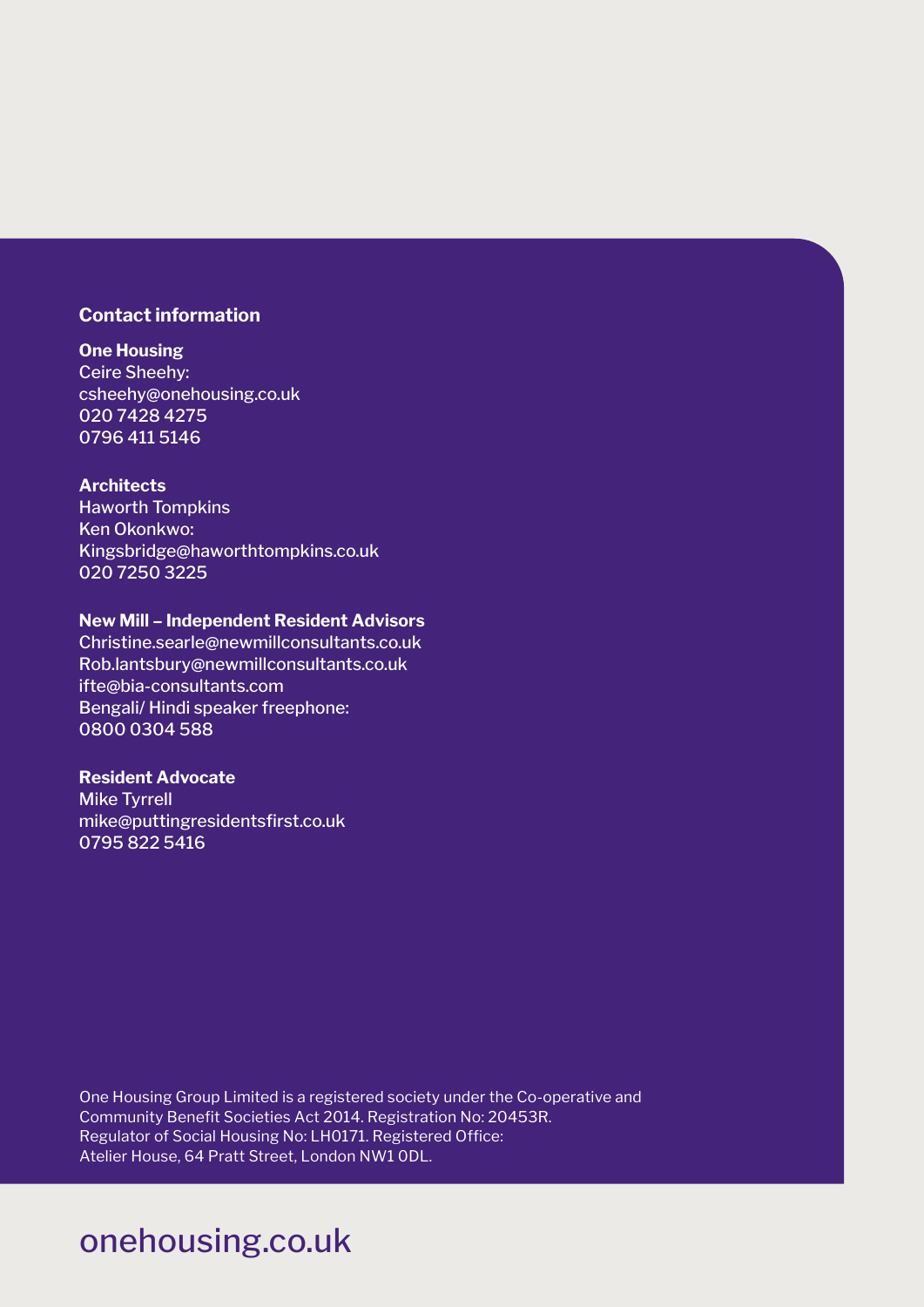## Contact information

**One Housing**
Ceire Sheehy:
csheehy@onehousing.co.uk
020 7428 4275
0796 411 5146

**Architects**
Haworth Tompkins
Ken Okonkwo:
Kingsbridge@haworthtompkins.co.uk
020 7250 3225

**New Mill – Independent Resident Advisors**
Christine.searle@newmillconsultants.co.uk
Rob.lantsbury@newmillconsultants.co.uk
ifte@bia-consultants.com
Bengali/ Hindi speaker freephone:
0800 0304 588

**Resident Advocate**
Mike Tyrrell
mike@puttingresidentsfirst.co.uk
0795 822 5416

One Housing Group Limited is a registered society under the Co-operative and Community Benefit Societies Act 2014. Registration No: 20453R. Regulator of Social Housing No: LH0171. Registered Office: Atelier House, 64 Pratt Street, London NW1 0DL.

onehousing.co.uk